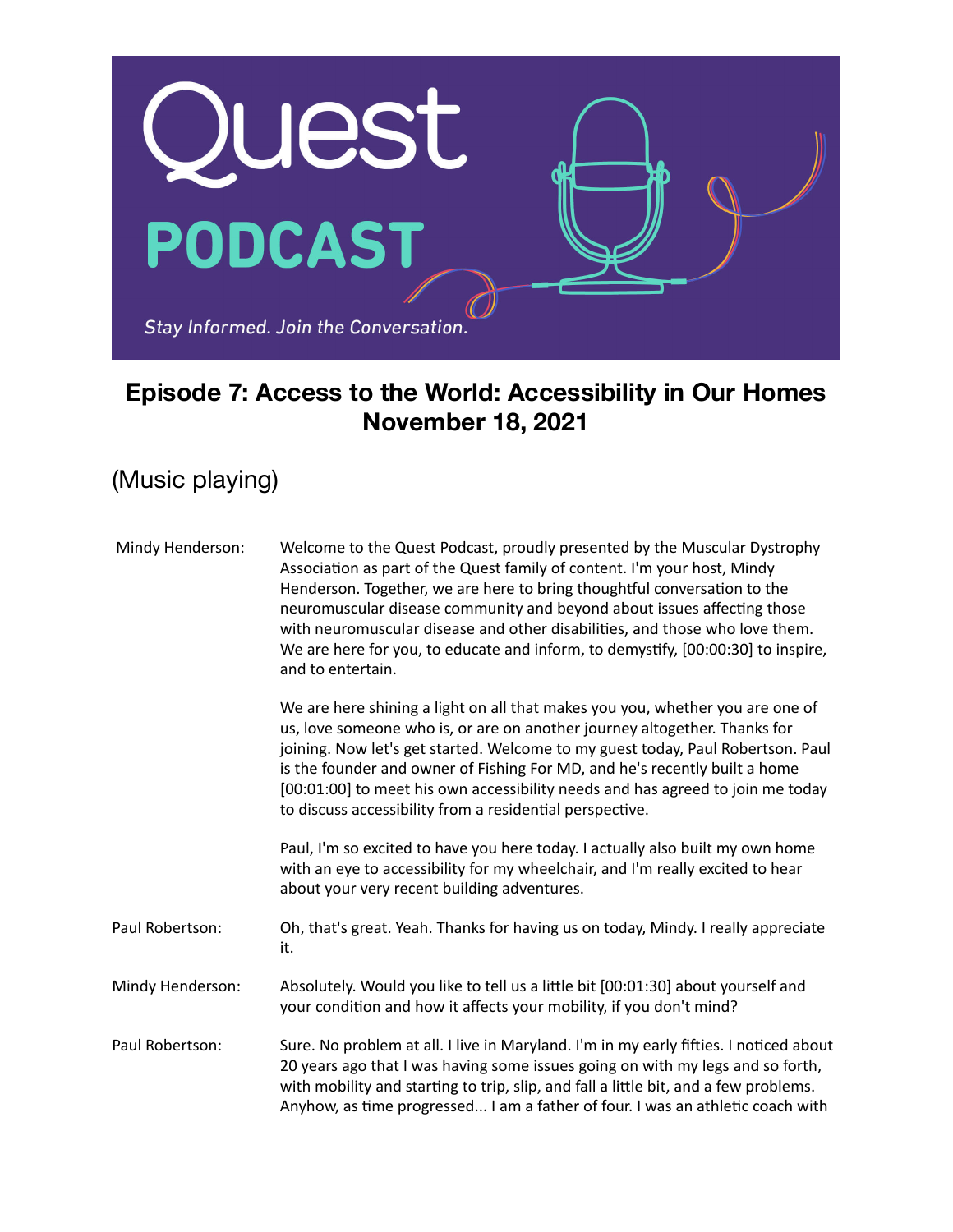# Episode 7: Access to the World: Accessibility in Our Homes
## November 18, 2021

(Music playing)

**Mindy Henderson:** Welcome to the Quest Podcast, proudly presented by the Muscular Dystrophy Association as part of the Quest family of content. I'm your host, Mindy Henderson. Together, we are here to bring thoughtful conversation to the neuromuscular disease community and beyond about issues affecting those with neuromuscular disease and other disabilities, and those who love them. We are here for you, to educate and inform, to demystify, [00:00:30] to inspire, and to entertain.

We are here shining a light on all that makes you you, whether you are one of us, love someone who is, or are on another journey altogether. Thanks for joining. Now let's get started. Welcome to my guest today, Paul Robertson. Paul is the founder and owner of Fishing For MD, and he's recently built a home [00:01:00] to meet his own accessibility needs and has agreed to join me today to discuss accessibility from a residential perspective.

Paul, I'm so excited to have you here today. I actually also built my own home with an eye to accessibility for my wheelchair, and I'm really excited to hear about your very recent building adventures.

**Paul Robertson:** Oh, that's great. Yeah. Thanks for having us on today, Mindy. I really appreciate it.

**Mindy Henderson:** Absolutely. Would you like to tell us a little bit [00:01:30] about yourself and your condition and how it affects your mobility, if you don't mind?

**Paul Robertson:** Sure. No problem at all. I live in Maryland. I'm in my early fifties. I noticed about 20 years ago that I was having some issues going on with my legs and so forth, with mobility and starting to trip, slip, and fall a little bit, and a few problems. Anyhow, as time progressed... I am a father of four. I was an athletic coach with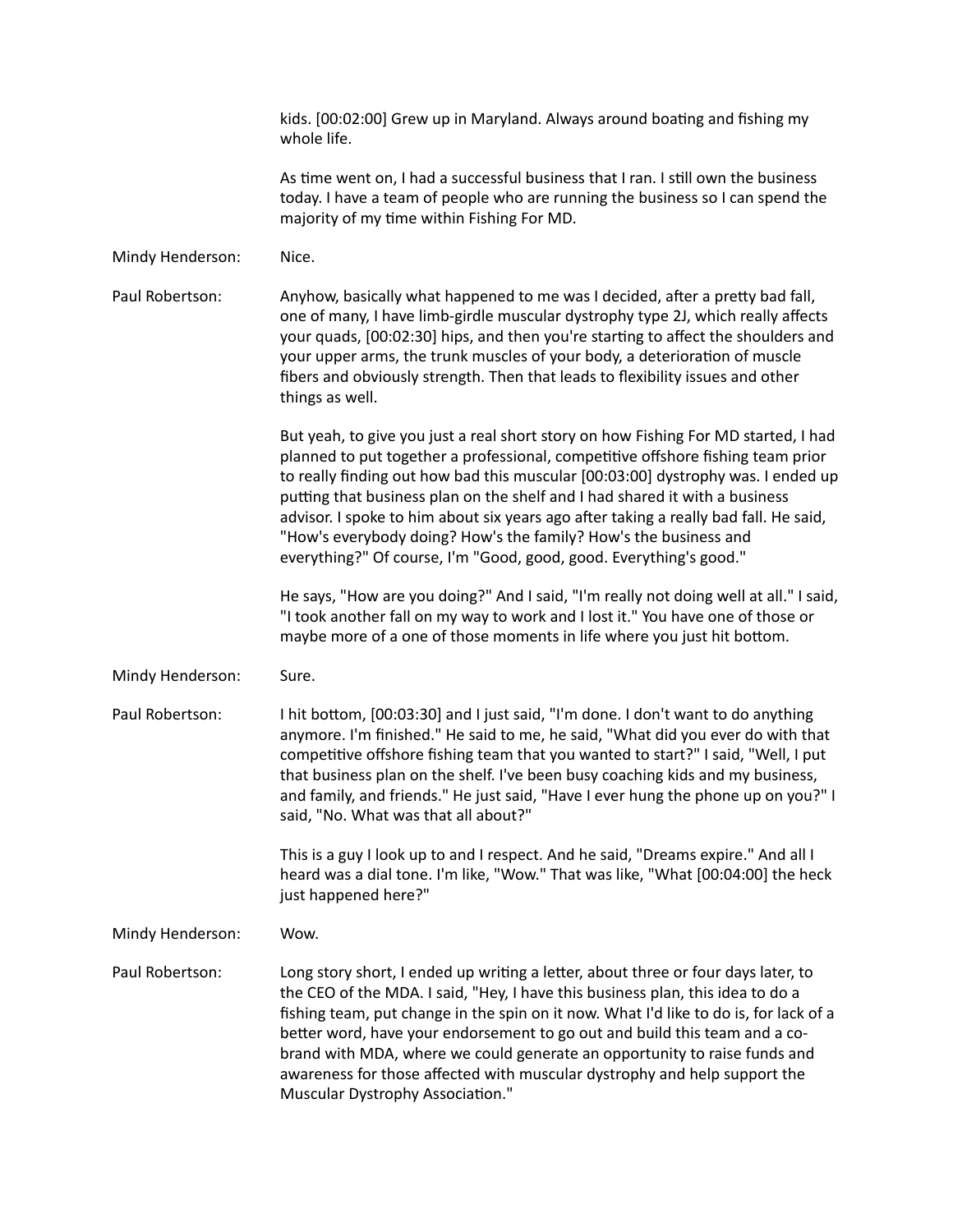kids. [00:02:00] Grew up in Maryland. Always around boating and fishing my whole life.

As time went on, I had a successful business that I ran. I still own the business today. I have a team of people who are running the business so I can spend the majority of my time within Fishing For MD.

**Mindy Henderson:** Nice.

**Paul Robertson:** Anyhow, basically what happened to me was I decided, after a pretty bad fall, one of many, I have limb-girdle muscular dystrophy type 2J, which really affects your quads, [00:02:30] hips, and then you're starting to affect the shoulders and your upper arms, the trunk muscles of your body, a deterioration of muscle fibers and obviously strength. Then that leads to flexibility issues and other things as well.

But yeah, to give you just a real short story on how Fishing For MD started, I had planned to put together a professional, competitive offshore fishing team prior to really finding out how bad this muscular [00:03:00] dystrophy was. I ended up putting that business plan on the shelf and I had shared it with a business advisor. I spoke to him about six years ago after taking a really bad fall. He said, "How's everybody doing? How's the family? How's the business and everything?" Of course, I'm "Good, good, good. Everything's good."

He says, "How are you doing?" And I said, "I'm really not doing well at all." I said, "I took another fall on my way to work and I lost it." You have one of those or maybe more of a one of those moments in life where you just hit bottom.

**Mindy Henderson:** Sure.

**Paul Robertson:** I hit bottom, [00:03:30] and I just said, "I'm done. I don't want to do anything anymore. I'm finished." He said to me, he said, "What did you ever do with that competitive offshore fishing team that you wanted to start?" I said, "Well, I put that business plan on the shelf. I've been busy coaching kids and my business, and family, and friends." He just said, "Have I ever hung the phone up on you?" I said, "No. What was that all about?"

This is a guy I look up to and I respect. And he said, "Dreams expire." And all I heard was a dial tone. I'm like, "Wow." That was like, "What [00:04:00] the heck just happened here?"

**Mindy Henderson:** Wow.

**Paul Robertson:** Long story short, I ended up writing a letter, about three or four days later, to the CEO of the MDA. I said, "Hey, I have this business plan, this idea to do a fishing team, put change in the spin on it now. What I'd like to do is, for lack of a better word, have your endorsement to go out and build this team and a co-brand with MDA, where we could generate an opportunity to raise funds and awareness for those affected with muscular dystrophy and help support the Muscular Dystrophy Association."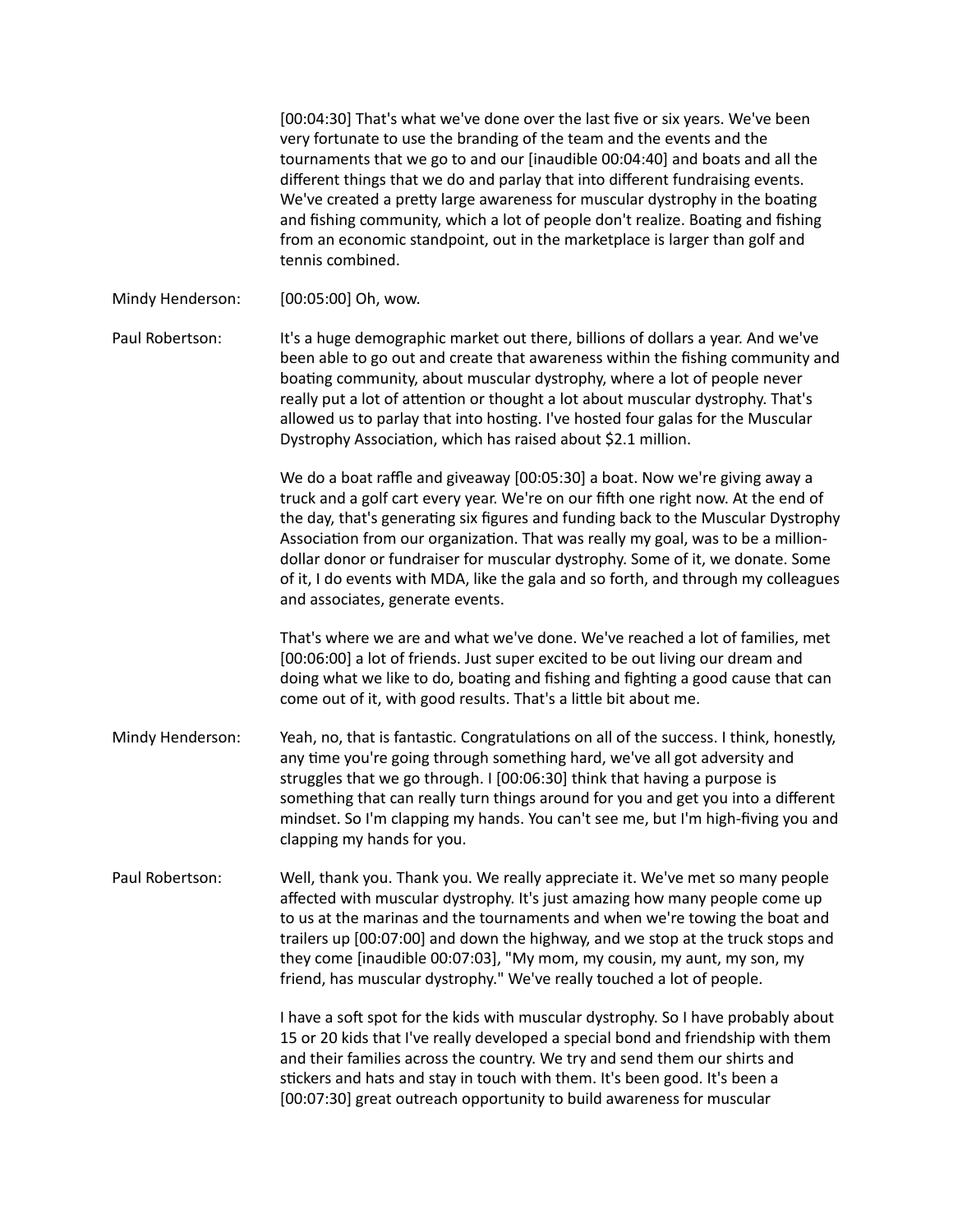[00:04:30] That's what we've done over the last five or six years. We've been very fortunate to use the branding of the team and the events and the tournaments that we go to and our [inaudible 00:04:40] and boats and all the different things that we do and parlay that into different fundraising events. We've created a pretty large awareness for muscular dystrophy in the boating and fishing community, which a lot of people don't realize. Boating and fishing from an economic standpoint, out in the marketplace is larger than golf and tennis combined.

**Mindy Henderson:** [00:05:00] Oh, wow.

**Paul Robertson:** It's a huge demographic market out there, billions of dollars a year. And we've been able to go out and create that awareness within the fishing community and boating community, about muscular dystrophy, where a lot of people never really put a lot of attention or thought a lot about muscular dystrophy. That's allowed us to parlay that into hosting. I've hosted four galas for the Muscular Dystrophy Association, which has raised about $2.1 million.

We do a boat raffle and giveaway [00:05:30] a boat. Now we're giving away a truck and a golf cart every year. We're on our fifth one right now. At the end of the day, that's generating six figures and funding back to the Muscular Dystrophy Association from our organization. That was really my goal, was to be a million-dollar donor or fundraiser for muscular dystrophy. Some of it, we donate. Some of it, I do events with MDA, like the gala and so forth, and through my colleagues and associates, generate events.

That's where we are and what we've done. We've reached a lot of families, met [00:06:00] a lot of friends. Just super excited to be out living our dream and doing what we like to do, boating and fishing and fighting a good cause that can come out of it, with good results. That's a little bit about me.

**Mindy Henderson:** Yeah, no, that is fantastic. Congratulations on all of the success. I think, honestly, any time you're going through something hard, we've all got adversity and struggles that we go through. I [00:06:30] think that having a purpose is something that can really turn things around for you and get you into a different mindset. So I'm clapping my hands. You can't see me, but I'm high-fiving you and clapping my hands for you.

**Paul Robertson:** Well, thank you. Thank you. We really appreciate it. We've met so many people affected with muscular dystrophy. It's just amazing how many people come up to us at the marinas and the tournaments and when we're towing the boat and trailers up [00:07:00] and down the highway, and we stop at the truck stops and they come [inaudible 00:07:03], "My mom, my cousin, my aunt, my son, my friend, has muscular dystrophy." We've really touched a lot of people.

I have a soft spot for the kids with muscular dystrophy. So I have probably about 15 or 20 kids that I've really developed a special bond and friendship with them and their families across the country. We try and send them our shirts and stickers and hats and stay in touch with them. It's been good. It's been a [00:07:30] great outreach opportunity to build awareness for muscular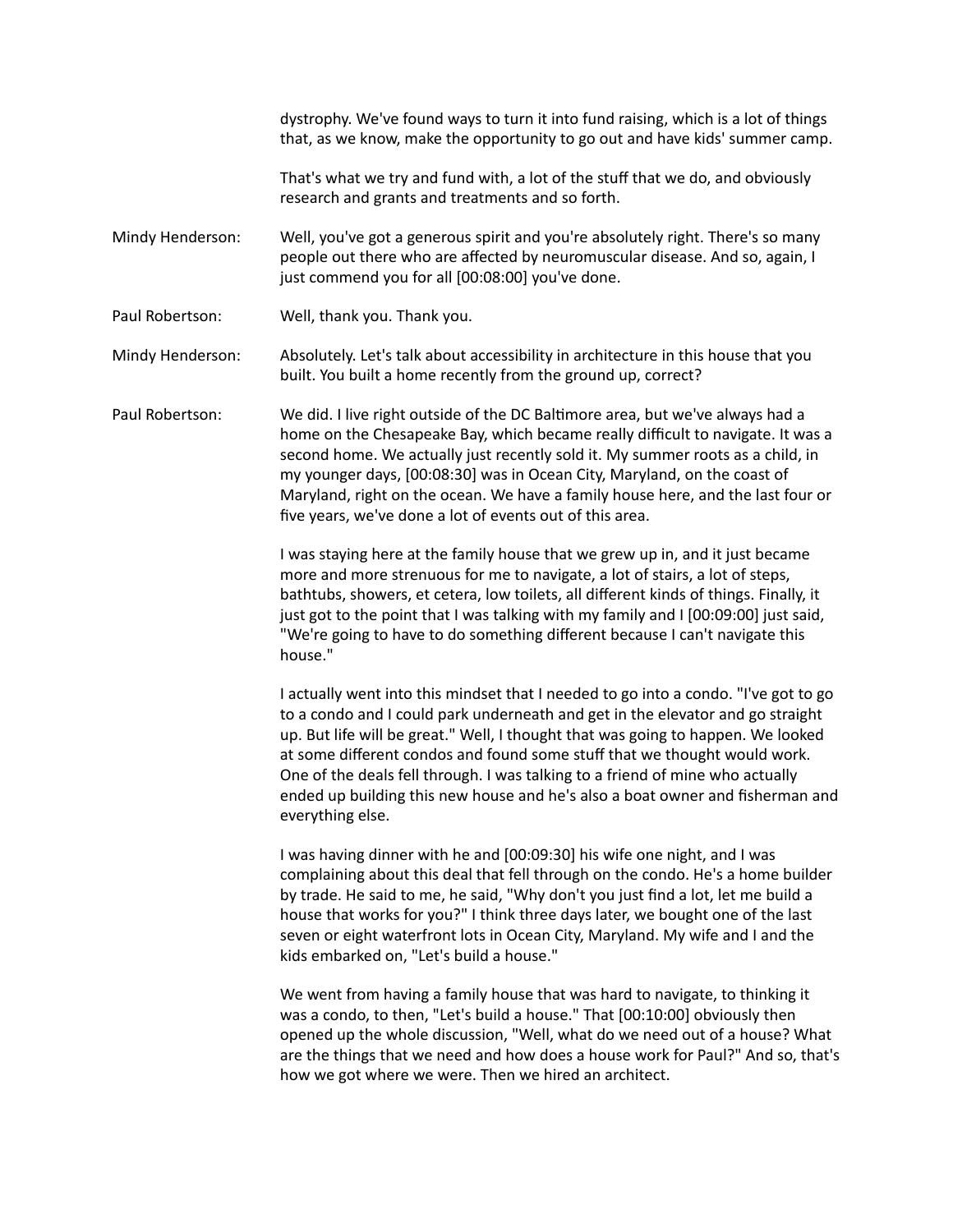dystrophy. We've found ways to turn it into fund raising, which is a lot of things that, as we know, make the opportunity to go out and have kids' summer camp.

That's what we try and fund with, a lot of the stuff that we do, and obviously research and grants and treatments and so forth.

Mindy Henderson: Well, you've got a generous spirit and you're absolutely right. There's so many people out there who are affected by neuromuscular disease. And so, again, I just commend you for all [00:08:00] you've done.

Paul Robertson: Well, thank you. Thank you.

Mindy Henderson: Absolutely. Let's talk about accessibility in architecture in this house that you built. You built a home recently from the ground up, correct?

Paul Robertson: We did. I live right outside of the DC Baltimore area, but we've always had a home on the Chesapeake Bay, which became really difficult to navigate. It was a second home. We actually just recently sold it. My summer roots as a child, in my younger days, [00:08:30] was in Ocean City, Maryland, on the coast of Maryland, right on the ocean. We have a family house here, and the last four or five years, we've done a lot of events out of this area.

I was staying here at the family house that we grew up in, and it just became more and more strenuous for me to navigate, a lot of stairs, a lot of steps, bathtubs, showers, et cetera, low toilets, all different kinds of things. Finally, it just got to the point that I was talking with my family and I [00:09:00] just said, "We're going to have to do something different because I can't navigate this house."

I actually went into this mindset that I needed to go into a condo. "I've got to go to a condo and I could park underneath and get in the elevator and go straight up. But life will be great." Well, I thought that was going to happen. We looked at some different condos and found some stuff that we thought would work. One of the deals fell through. I was talking to a friend of mine who actually ended up building this new house and he's also a boat owner and fisherman and everything else.

I was having dinner with he and [00:09:30] his wife one night, and I was complaining about this deal that fell through on the condo. He's a home builder by trade. He said to me, he said, "Why don't you just find a lot, let me build a house that works for you?" I think three days later, we bought one of the last seven or eight waterfront lots in Ocean City, Maryland. My wife and I and the kids embarked on, "Let's build a house."

We went from having a family house that was hard to navigate, to thinking it was a condo, to then, "Let's build a house." That [00:10:00] obviously then opened up the whole discussion, "Well, what do we need out of a house? What are the things that we need and how does a house work for Paul?" And so, that's how we got where we were. Then we hired an architect.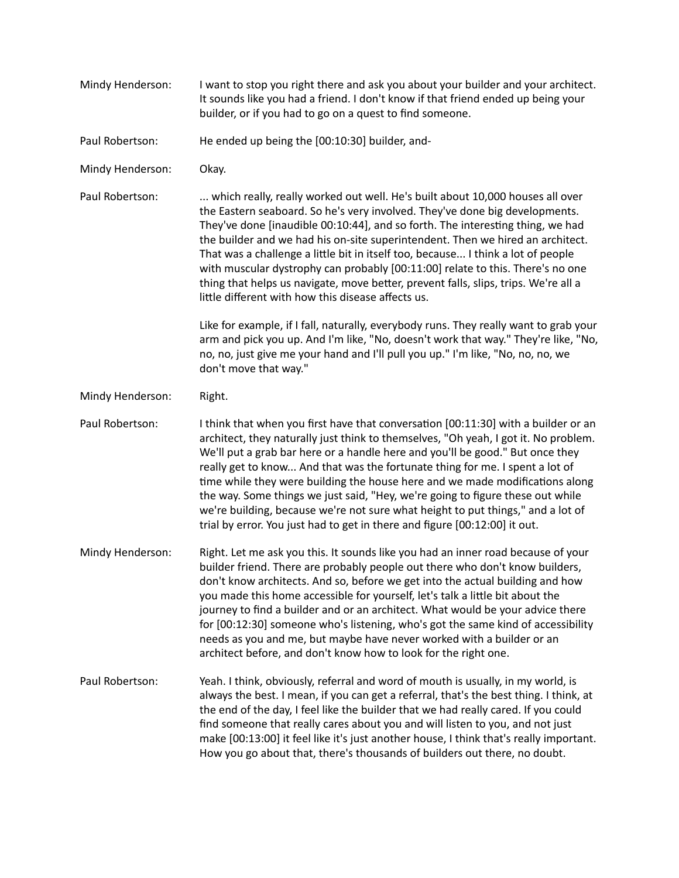Mindy Henderson: I want to stop you right there and ask you about your builder and your architect. It sounds like you had a friend. I don't know if that friend ended up being your builder, or if you had to go on a quest to find someone.

Paul Robertson: He ended up being the [00:10:30] builder, and-

Mindy Henderson: Okay.

Paul Robertson: ... which really, really worked out well. He's built about 10,000 houses all over the Eastern seaboard. So he's very involved. They've done big developments. They've done [inaudible 00:10:44], and so forth. The interesting thing, we had the builder and we had his on-site superintendent. Then we hired an architect. That was a challenge a little bit in itself too, because... I think a lot of people with muscular dystrophy can probably [00:11:00] relate to this. There's no one thing that helps us navigate, move better, prevent falls, slips, trips. We're all a little different with how this disease affects us.

Like for example, if I fall, naturally, everybody runs. They really want to grab your arm and pick you up. And I'm like, "No, doesn't work that way." They're like, "No, no, no, just give me your hand and I'll pull you up." I'm like, "No, no, no, we don't move that way."

Mindy Henderson: Right.

Paul Robertson: I think that when you first have that conversation [00:11:30] with a builder or an architect, they naturally just think to themselves, "Oh yeah, I got it. No problem. We'll put a grab bar here or a handle here and you'll be good." But once they really get to know... And that was the fortunate thing for me. I spent a lot of time while they were building the house here and we made modifications along the way. Some things we just said, "Hey, we're going to figure these out while we're building, because we're not sure what height to put things," and a lot of trial by error. You just had to get in there and figure [00:12:00] it out.

Mindy Henderson: Right. Let me ask you this. It sounds like you had an inner road because of your builder friend. There are probably people out there who don't know builders, don't know architects. And so, before we get into the actual building and how you made this home accessible for yourself, let's talk a little bit about the journey to find a builder and or an architect. What would be your advice there for [00:12:30] someone who's listening, who's got the same kind of accessibility needs as you and me, but maybe have never worked with a builder or an architect before, and don't know how to look for the right one.

Paul Robertson: Yeah. I think, obviously, referral and word of mouth is usually, in my world, is always the best. I mean, if you can get a referral, that's the best thing. I think, at the end of the day, I feel like the builder that we had really cared. If you could find someone that really cares about you and will listen to you, and not just make [00:13:00] it feel like it's just another house, I think that's really important. How you go about that, there's thousands of builders out there, no doubt.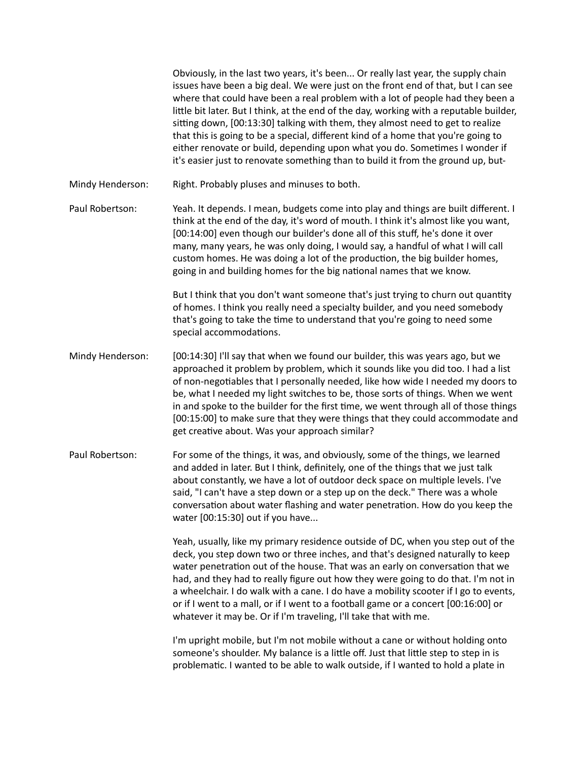Obviously, in the last two years, it's been... Or really last year, the supply chain issues have been a big deal. We were just on the front end of that, but I can see where that could have been a real problem with a lot of people had they been a little bit later. But I think, at the end of the day, working with a reputable builder, sitting down, [00:13:30] talking with them, they almost need to get to realize that this is going to be a special, different kind of a home that you're going to either renovate or build, depending upon what you do. Sometimes I wonder if it's easier just to renovate something than to build it from the ground up, but-

Mindy Henderson: Right. Probably pluses and minuses to both.

Paul Robertson: Yeah. It depends. I mean, budgets come into play and things are built different. I think at the end of the day, it's word of mouth. I think it's almost like you want, [00:14:00] even though our builder's done all of this stuff, he's done it over many, many years, he was only doing, I would say, a handful of what I will call custom homes. He was doing a lot of the production, the big builder homes, going in and building homes for the big national names that we know.

But I think that you don't want someone that's just trying to churn out quantity of homes. I think you really need a specialty builder, and you need somebody that's going to take the time to understand that you're going to need some special accommodations.

Mindy Henderson: [00:14:30] I'll say that when we found our builder, this was years ago, but we approached it problem by problem, which it sounds like you did too. I had a list of non-negotiables that I personally needed, like how wide I needed my doors to be, what I needed my light switches to be, those sorts of things. When we went in and spoke to the builder for the first time, we went through all of those things [00:15:00] to make sure that they were things that they could accommodate and get creative about. Was your approach similar?

Paul Robertson: For some of the things, it was, and obviously, some of the things, we learned and added in later. But I think, definitely, one of the things that we just talk about constantly, we have a lot of outdoor deck space on multiple levels. I've said, "I can't have a step down or a step up on the deck." There was a whole conversation about water flashing and water penetration. How do you keep the water [00:15:30] out if you have...

Yeah, usually, like my primary residence outside of DC, when you step out of the deck, you step down two or three inches, and that's designed naturally to keep water penetration out of the house. That was an early on conversation that we had, and they had to really figure out how they were going to do that. I'm not in a wheelchair. I do walk with a cane. I do have a mobility scooter if I go to events, or if I went to a mall, or if I went to a football game or a concert [00:16:00] or whatever it may be. Or if I'm traveling, I'll take that with me.

I'm upright mobile, but I'm not mobile without a cane or without holding onto someone's shoulder. My balance is a little off. Just that little step to step in is problematic. I wanted to be able to walk outside, if I wanted to hold a plate in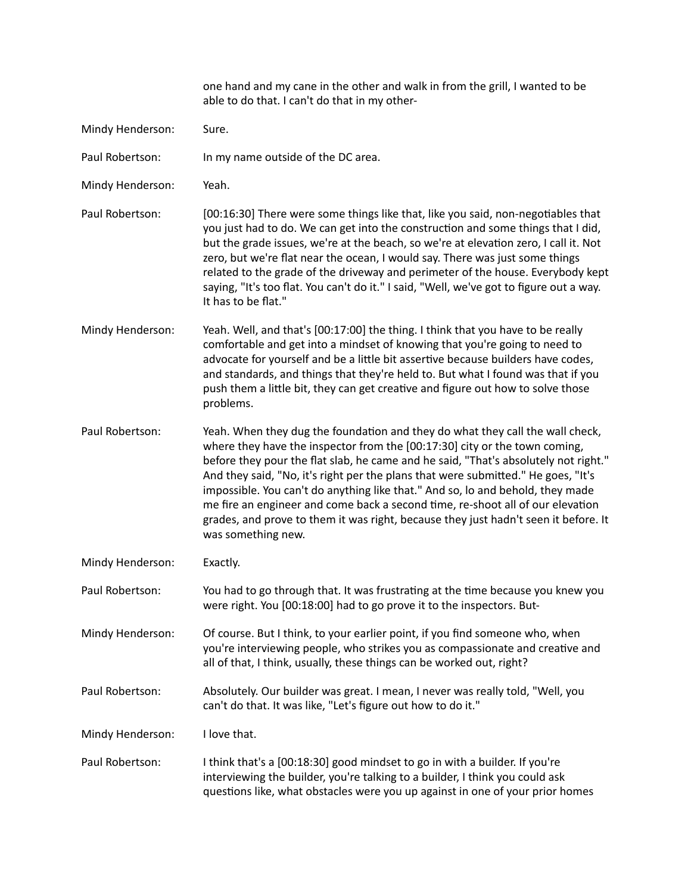one hand and my cane in the other and walk in from the grill, I wanted to be able to do that. I can't do that in my other-

Mindy Henderson: Sure.

Paul Robertson: In my name outside of the DC area.

Mindy Henderson: Yeah.

Paul Robertson: [00:16:30] There were some things like that, like you said, non-negotiables that you just had to do. We can get into the construction and some things that I did, but the grade issues, we're at the beach, so we're at elevation zero, I call it. Not zero, but we're flat near the ocean, I would say. There was just some things related to the grade of the driveway and perimeter of the house. Everybody kept saying, "It's too flat. You can't do it." I said, "Well, we've got to figure out a way. It has to be flat."

Mindy Henderson: Yeah. Well, and that's [00:17:00] the thing. I think that you have to be really comfortable and get into a mindset of knowing that you're going to need to advocate for yourself and be a little bit assertive because builders have codes, and standards, and things that they're held to. But what I found was that if you push them a little bit, they can get creative and figure out how to solve those problems.

Paul Robertson: Yeah. When they dug the foundation and they do what they call the wall check, where they have the inspector from the [00:17:30] city or the town coming, before they pour the flat slab, he came and he said, "That's absolutely not right." And they said, "No, it's right per the plans that were submitted." He goes, "It's impossible. You can't do anything like that." And so, lo and behold, they made me fire an engineer and come back a second time, re-shoot all of our elevation grades, and prove to them it was right, because they just hadn't seen it before. It was something new.

Mindy Henderson: Exactly.

Paul Robertson: You had to go through that. It was frustrating at the time because you knew you were right. You [00:18:00] had to go prove it to the inspectors. But-

Mindy Henderson: Of course. But I think, to your earlier point, if you find someone who, when you're interviewing people, who strikes you as compassionate and creative and all of that, I think, usually, these things can be worked out, right?

Paul Robertson: Absolutely. Our builder was great. I mean, I never was really told, "Well, you can't do that. It was like, "Let's figure out how to do it."

Mindy Henderson: I love that.

Paul Robertson: I think that's a [00:18:30] good mindset to go in with a builder. If you're interviewing the builder, you're talking to a builder, I think you could ask questions like, what obstacles were you up against in one of your prior homes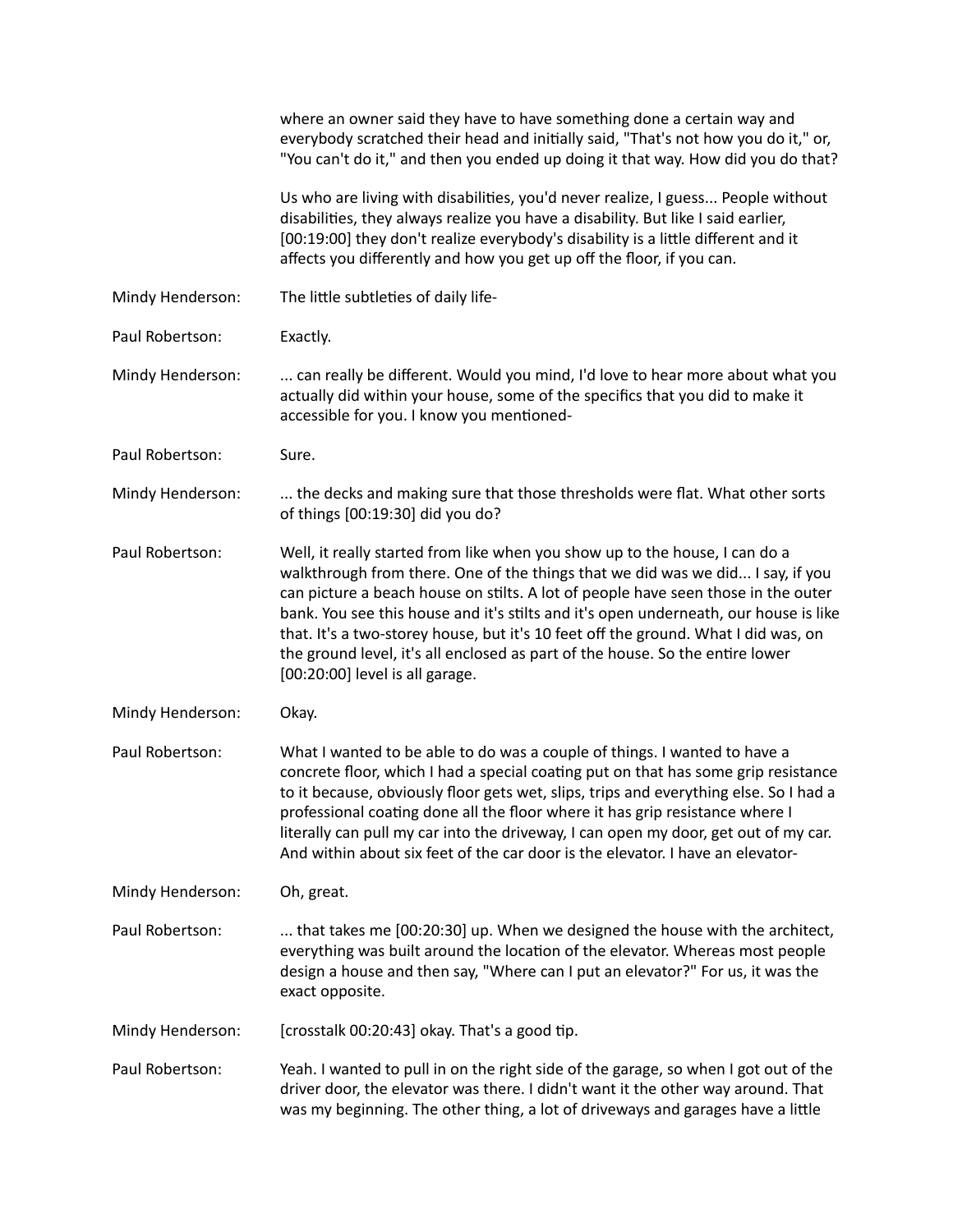where an owner said they have to have something done a certain way and everybody scratched their head and initially said, "That's not how you do it," or, "You can't do it," and then you ended up doing it that way. How did you do that?

Us who are living with disabilities, you'd never realize, I guess... People without disabilities, they always realize you have a disability. But like I said earlier, [00:19:00] they don't realize everybody's disability is a little different and it affects you differently and how you get up off the floor, if you can.

Mindy Henderson: The little subtleties of daily life-

Paul Robertson: Exactly.

Mindy Henderson: ... can really be different. Would you mind, I'd love to hear more about what you actually did within your house, some of the specifics that you did to make it accessible for you. I know you mentioned-

Paul Robertson: Sure.

Mindy Henderson: ... the decks and making sure that those thresholds were flat. What other sorts of things [00:19:30] did you do?

Paul Robertson: Well, it really started from like when you show up to the house, I can do a walkthrough from there. One of the things that we did was we did... I say, if you can picture a beach house on stilts. A lot of people have seen those in the outer bank. You see this house and it's stilts and it's open underneath, our house is like that. It's a two-storey house, but it's 10 feet off the ground. What I did was, on the ground level, it's all enclosed as part of the house. So the entire lower [00:20:00] level is all garage.

Mindy Henderson: Okay.

Paul Robertson: What I wanted to be able to do was a couple of things. I wanted to have a concrete floor, which I had a special coating put on that has some grip resistance to it because, obviously floor gets wet, slips, trips and everything else. So I had a professional coating done all the floor where it has grip resistance where I literally can pull my car into the driveway, I can open my door, get out of my car. And within about six feet of the car door is the elevator. I have an elevator-

Mindy Henderson: Oh, great.

Paul Robertson: ... that takes me [00:20:30] up. When we designed the house with the architect, everything was built around the location of the elevator. Whereas most people design a house and then say, "Where can I put an elevator?" For us, it was the exact opposite.

Mindy Henderson: [crosstalk 00:20:43] okay. That's a good tip.

Paul Robertson: Yeah. I wanted to pull in on the right side of the garage, so when I got out of the driver door, the elevator was there. I didn't want it the other way around. That was my beginning. The other thing, a lot of driveways and garages have a little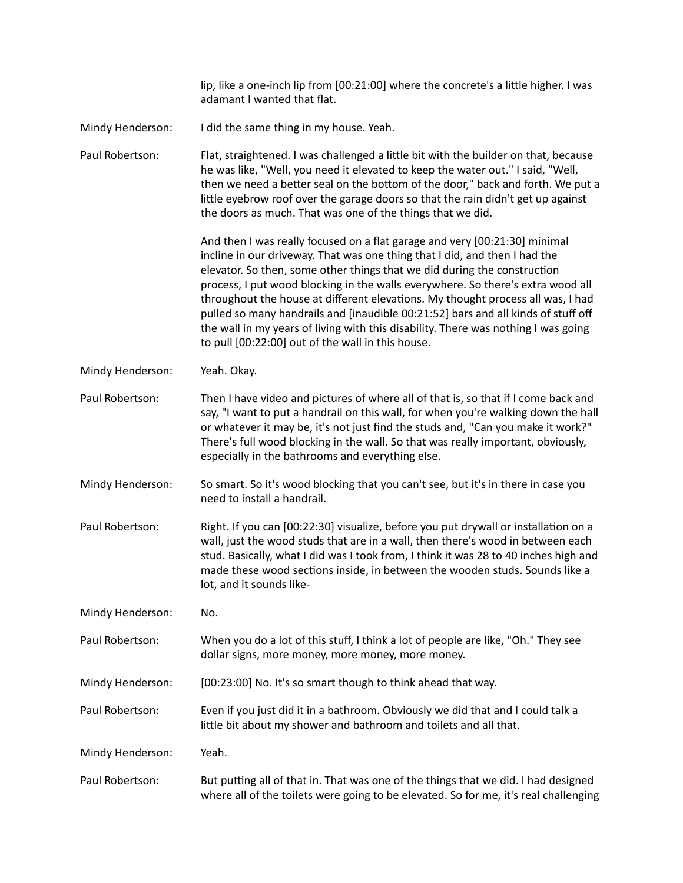lip, like a one-inch lip from [00:21:00] where the concrete's a little higher. I was adamant I wanted that flat.

Mindy Henderson: I did the same thing in my house. Yeah.

Paul Robertson: Flat, straightened. I was challenged a little bit with the builder on that, because he was like, "Well, you need it elevated to keep the water out." I said, "Well, then we need a better seal on the bottom of the door," back and forth. We put a little eyebrow roof over the garage doors so that the rain didn't get up against the doors as much. That was one of the things that we did.

And then I was really focused on a flat garage and very [00:21:30] minimal incline in our driveway. That was one thing that I did, and then I had the elevator. So then, some other things that we did during the construction process, I put wood blocking in the walls everywhere. So there's extra wood all throughout the house at different elevations. My thought process all was, I had pulled so many handrails and [inaudible 00:21:52] bars and all kinds of stuff off the wall in my years of living with this disability. There was nothing I was going to pull [00:22:00] out of the wall in this house.

Mindy Henderson: Yeah. Okay.

Paul Robertson: Then I have video and pictures of where all of that is, so that if I come back and say, "I want to put a handrail on this wall, for when you're walking down the hall or whatever it may be, it's not just find the studs and, "Can you make it work?" There's full wood blocking in the wall. So that was really important, obviously, especially in the bathrooms and everything else.

Mindy Henderson: So smart. So it's wood blocking that you can't see, but it's in there in case you need to install a handrail.

Paul Robertson: Right. If you can [00:22:30] visualize, before you put drywall or installation on a wall, just the wood studs that are in a wall, then there's wood in between each stud. Basically, what I did was I took from, I think it was 28 to 40 inches high and made these wood sections inside, in between the wooden studs. Sounds like a lot, and it sounds like-

Mindy Henderson: No.

Paul Robertson: When you do a lot of this stuff, I think a lot of people are like, "Oh." They see dollar signs, more money, more money, more money.

Mindy Henderson: [00:23:00] No. It's so smart though to think ahead that way.

Paul Robertson: Even if you just did it in a bathroom. Obviously we did that and I could talk a little bit about my shower and bathroom and toilets and all that.

Mindy Henderson: Yeah.

Paul Robertson: But putting all of that in. That was one of the things that we did. I had designed where all of the toilets were going to be elevated. So for me, it's real challenging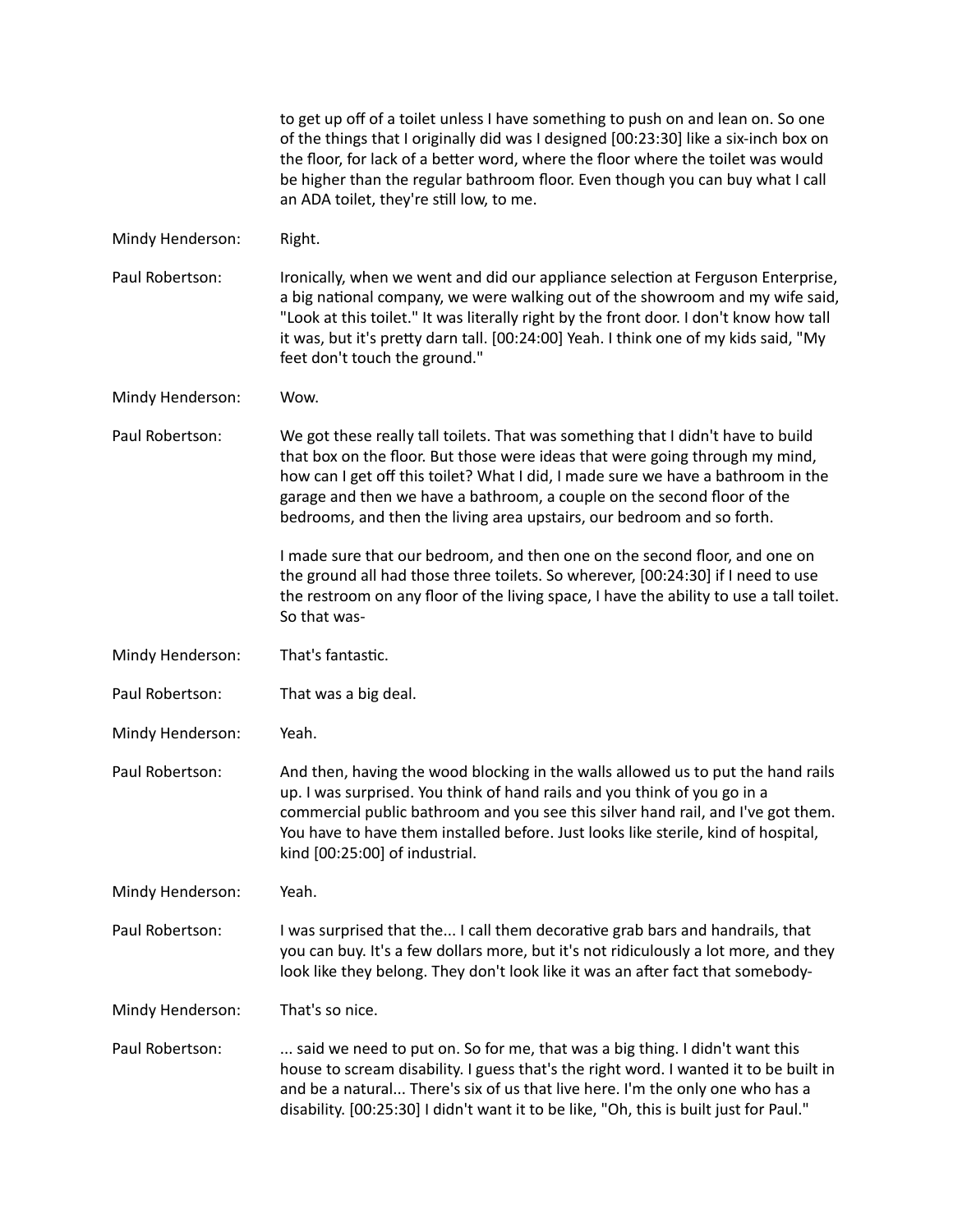to get up off of a toilet unless I have something to push on and lean on. So one of the things that I originally did was I designed [00:23:30] like a six-inch box on the floor, for lack of a better word, where the floor where the toilet was would be higher than the regular bathroom floor. Even though you can buy what I call an ADA toilet, they're still low, to me.

Mindy Henderson: Right.

Paul Robertson: Ironically, when we went and did our appliance selection at Ferguson Enterprise, a big national company, we were walking out of the showroom and my wife said, "Look at this toilet." It was literally right by the front door. I don't know how tall it was, but it's pretty darn tall. [00:24:00] Yeah. I think one of my kids said, "My feet don't touch the ground."

Mindy Henderson: Wow.

Paul Robertson: We got these really tall toilets. That was something that I didn't have to build that box on the floor. But those were ideas that were going through my mind, how can I get off this toilet? What I did, I made sure we have a bathroom in the garage and then we have a bathroom, a couple on the second floor of the bedrooms, and then the living area upstairs, our bedroom and so forth.

I made sure that our bedroom, and then one on the second floor, and one on the ground all had those three toilets. So wherever, [00:24:30] if I need to use the restroom on any floor of the living space, I have the ability to use a tall toilet. So that was-

Mindy Henderson: That's fantastic.

Paul Robertson: That was a big deal.

Mindy Henderson: Yeah.

Paul Robertson: And then, having the wood blocking in the walls allowed us to put the hand rails up. I was surprised. You think of hand rails and you think of you go in a commercial public bathroom and you see this silver hand rail, and I've got them. You have to have them installed before. Just looks like sterile, kind of hospital, kind [00:25:00] of industrial.

Mindy Henderson: Yeah.

Paul Robertson: I was surprised that the... I call them decorative grab bars and handrails, that you can buy. It's a few dollars more, but it's not ridiculously a lot more, and they look like they belong. They don't look like it was an after fact that somebody-

Mindy Henderson: That's so nice.

Paul Robertson: ... said we need to put on. So for me, that was a big thing. I didn't want this house to scream disability. I guess that's the right word. I wanted it to be built in and be a natural... There's six of us that live here. I'm the only one who has a disability. [00:25:30] I didn't want it to be like, "Oh, this is built just for Paul."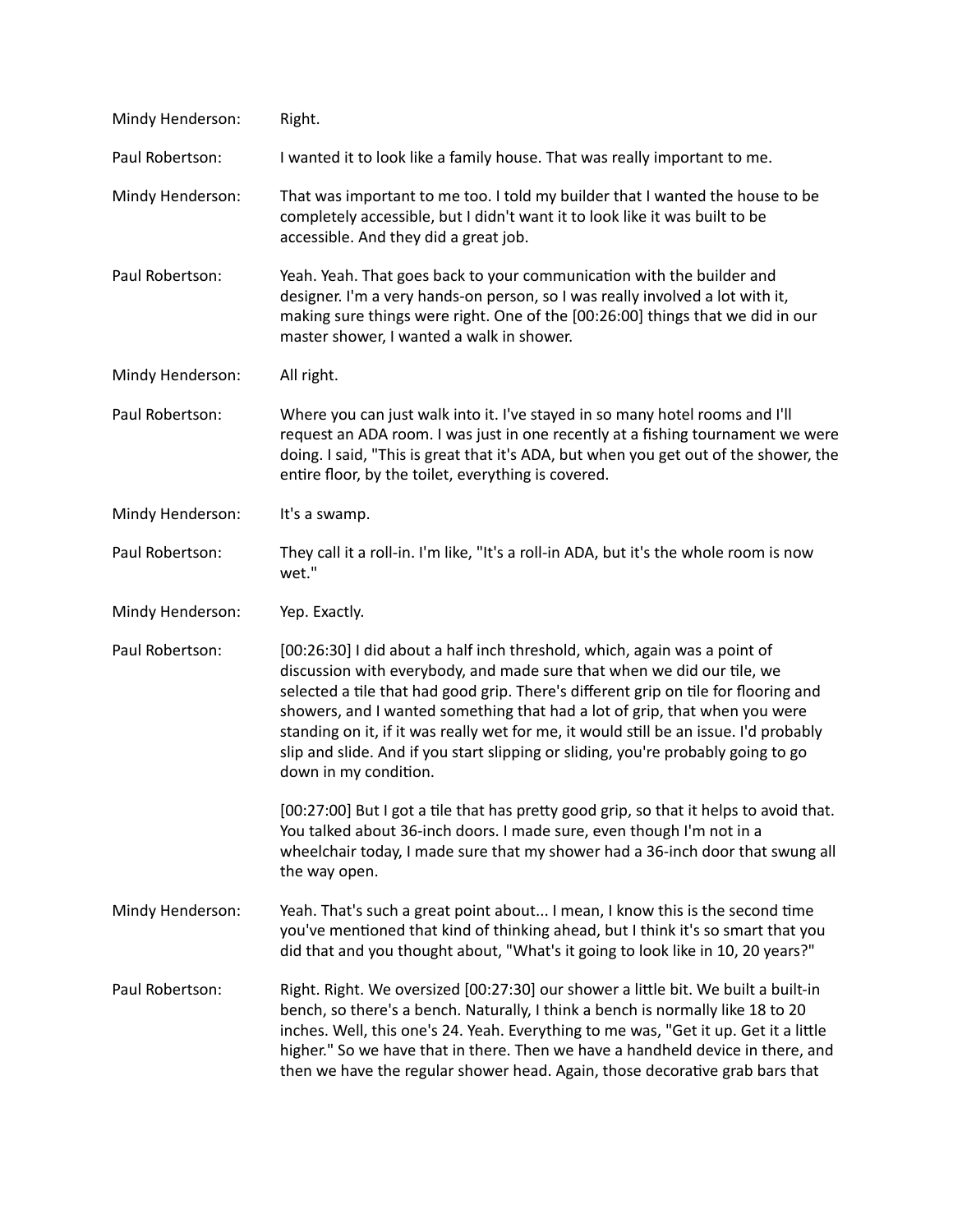Mindy Henderson: Right.

Paul Robertson: I wanted it to look like a family house. That was really important to me.

Mindy Henderson: That was important to me too. I told my builder that I wanted the house to be completely accessible, but I didn't want it to look like it was built to be accessible. And they did a great job.

Paul Robertson: Yeah. Yeah. That goes back to your communication with the builder and designer. I'm a very hands-on person, so I was really involved a lot with it, making sure things were right. One of the [00:26:00] things that we did in our master shower, I wanted a walk in shower.

Mindy Henderson: All right.

Paul Robertson: Where you can just walk into it. I've stayed in so many hotel rooms and I'll request an ADA room. I was just in one recently at a fishing tournament we were doing. I said, "This is great that it's ADA, but when you get out of the shower, the entire floor, by the toilet, everything is covered.

Mindy Henderson: It's a swamp.

Paul Robertson: They call it a roll-in. I'm like, "It's a roll-in ADA, but it's the whole room is now wet."

Mindy Henderson: Yep. Exactly.

Paul Robertson: [00:26:30] I did about a half inch threshold, which, again was a point of discussion with everybody, and made sure that when we did our tile, we selected a tile that had good grip. There's different grip on tile for flooring and showers, and I wanted something that had a lot of grip, that when you were standing on it, if it was really wet for me, it would still be an issue. I'd probably slip and slide. And if you start slipping or sliding, you're probably going to go down in my condition.

[00:27:00] But I got a tile that has pretty good grip, so that it helps to avoid that. You talked about 36-inch doors. I made sure, even though I'm not in a wheelchair today, I made sure that my shower had a 36-inch door that swung all the way open.

Mindy Henderson: Yeah. That's such a great point about... I mean, I know this is the second time you've mentioned that kind of thinking ahead, but I think it's so smart that you did that and you thought about, "What's it going to look like in 10, 20 years?"

Paul Robertson: Right. Right. We oversized [00:27:30] our shower a little bit. We built a built-in bench, so there's a bench. Naturally, I think a bench is normally like 18 to 20 inches. Well, this one's 24. Yeah. Everything to me was, "Get it up. Get it a little higher." So we have that in there. Then we have a handheld device in there, and then we have the regular shower head. Again, those decorative grab bars that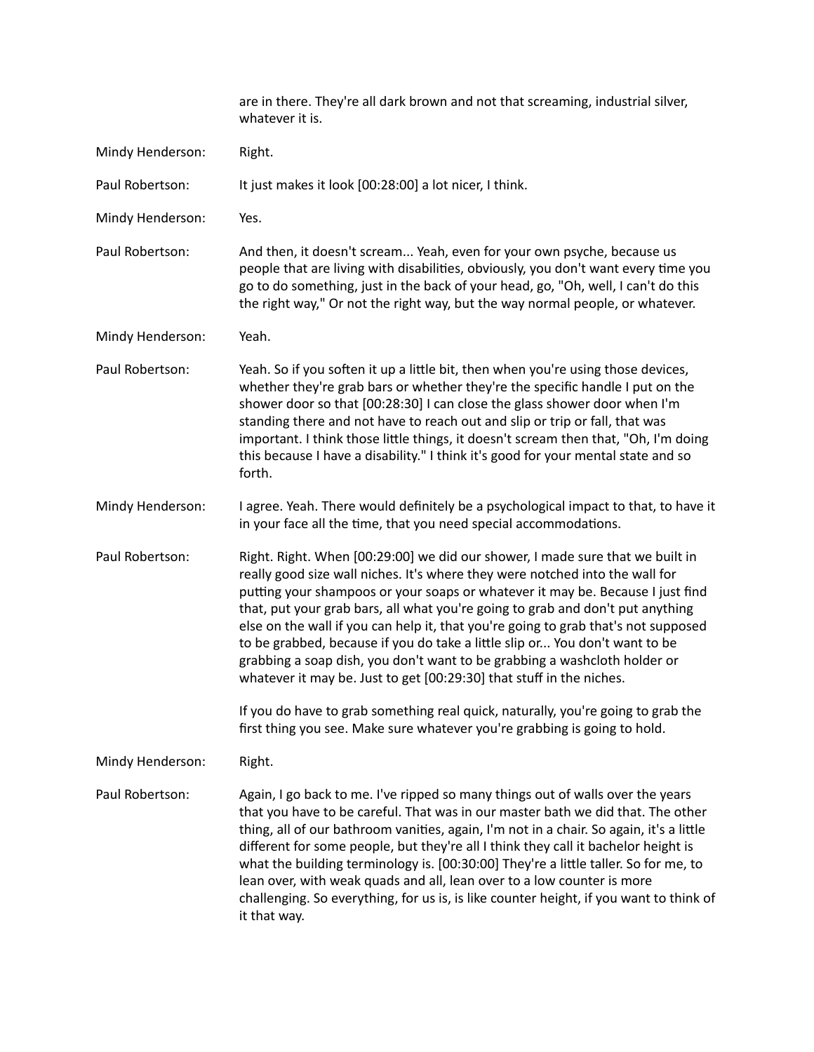are in there. They're all dark brown and not that screaming, industrial silver, whatever it is.

**Mindy Henderson:** Right.

**Paul Robertson:** It just makes it look [00:28:00] a lot nicer, I think.

**Mindy Henderson:** Yes.

**Paul Robertson:** And then, it doesn't scream... Yeah, even for your own psyche, because us people that are living with disabilities, obviously, you don't want every time you go to do something, just in the back of your head, go, "Oh, well, I can't do this the right way," Or not the right way, but the way normal people, or whatever.

**Mindy Henderson:** Yeah.

**Paul Robertson:** Yeah. So if you soften it up a little bit, then when you're using those devices, whether they're grab bars or whether they're the specific handle I put on the shower door so that [00:28:30] I can close the glass shower door when I'm standing there and not have to reach out and slip or trip or fall, that was important. I think those little things, it doesn't scream then that, "Oh, I'm doing this because I have a disability." I think it's good for your mental state and so forth.

**Mindy Henderson:** I agree. Yeah. There would definitely be a psychological impact to that, to have it in your face all the time, that you need special accommodations.

**Paul Robertson:** Right. Right. When [00:29:00] we did our shower, I made sure that we built in really good size wall niches. It's where they were notched into the wall for putting your shampoos or your soaps or whatever it may be. Because I just find that, put your grab bars, all what you're going to grab and don't put anything else on the wall if you can help it, that you're going to grab that's not supposed to be grabbed, because if you do take a little slip or... You don't want to be grabbing a soap dish, you don't want to be grabbing a washcloth holder or whatever it may be. Just to get [00:29:30] that stuff in the niches.

If you do have to grab something real quick, naturally, you're going to grab the first thing you see. Make sure whatever you're grabbing is going to hold.

**Mindy Henderson:** Right.

**Paul Robertson:** Again, I go back to me. I've ripped so many things out of walls over the years that you have to be careful. That was in our master bath we did that. The other thing, all of our bathroom vanities, again, I'm not in a chair. So again, it's a little different for some people, but they're all I think they call it bachelor height is what the building terminology is. [00:30:00] They're a little taller. So for me, to lean over, with weak quads and all, lean over to a low counter is more challenging. So everything, for us is, is like counter height, if you want to think of it that way.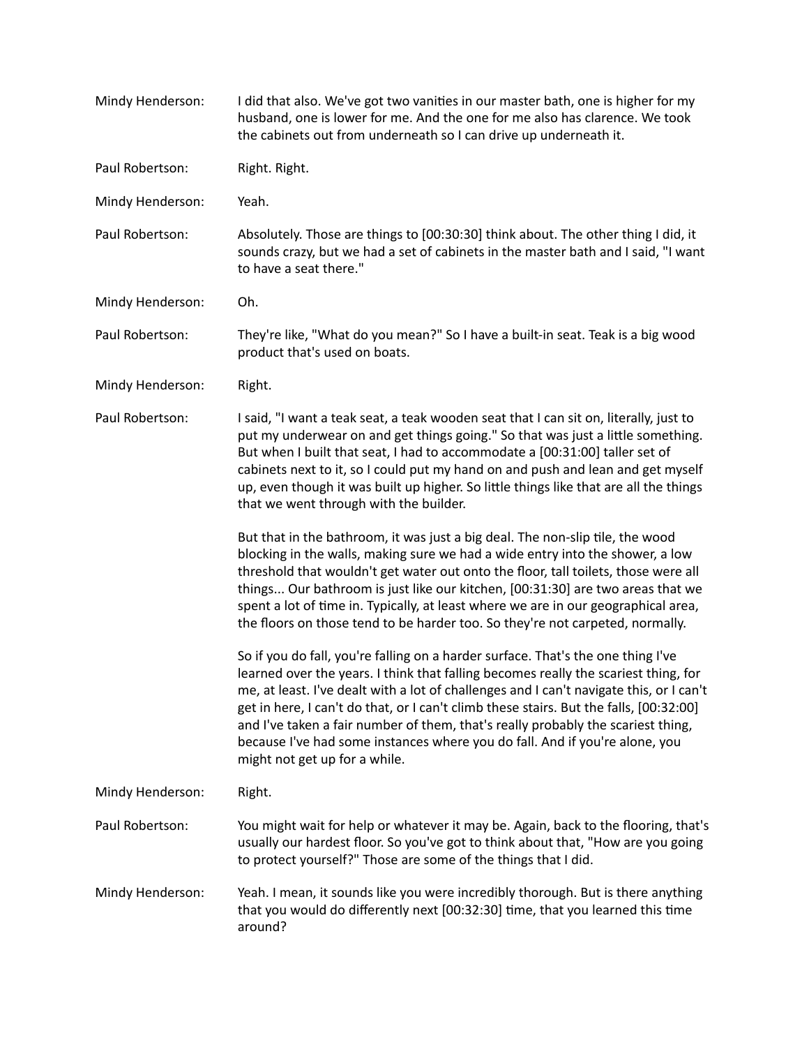Mindy Henderson: I did that also. We've got two vanities in our master bath, one is higher for my husband, one is lower for me. And the one for me also has clarence. We took the cabinets out from underneath so I can drive up underneath it.

Paul Robertson: Right. Right.

Mindy Henderson: Yeah.

Paul Robertson: Absolutely. Those are things to [00:30:30] think about. The other thing I did, it sounds crazy, but we had a set of cabinets in the master bath and I said, "I want to have a seat there."

Mindy Henderson: Oh.

Paul Robertson: They're like, "What do you mean?" So I have a built-in seat. Teak is a big wood product that's used on boats.

Mindy Henderson: Right.

Paul Robertson: I said, "I want a teak seat, a teak wooden seat that I can sit on, literally, just to put my underwear on and get things going." So that was just a little something. But when I built that seat, I had to accommodate a [00:31:00] taller set of cabinets next to it, so I could put my hand on and push and lean and get myself up, even though it was built up higher. So little things like that are all the things that we went through with the builder.

But that in the bathroom, it was just a big deal. The non-slip tile, the wood blocking in the walls, making sure we had a wide entry into the shower, a low threshold that wouldn't get water out onto the floor, tall toilets, those were all things... Our bathroom is just like our kitchen, [00:31:30] are two areas that we spent a lot of time in. Typically, at least where we are in our geographical area, the floors on those tend to be harder too. So they're not carpeted, normally.

So if you do fall, you're falling on a harder surface. That's the one thing I've learned over the years. I think that falling becomes really the scariest thing, for me, at least. I've dealt with a lot of challenges and I can't navigate this, or I can't get in here, I can't do that, or I can't climb these stairs. But the falls, [00:32:00] and I've taken a fair number of them, that's really probably the scariest thing, because I've had some instances where you do fall. And if you're alone, you might not get up for a while.

Mindy Henderson: Right.

Paul Robertson: You might wait for help or whatever it may be. Again, back to the flooring, that's usually our hardest floor. So you've got to think about that, "How are you going to protect yourself?" Those are some of the things that I did.

Mindy Henderson: Yeah. I mean, it sounds like you were incredibly thorough. But is there anything that you would do differently next [00:32:30] time, that you learned this time around?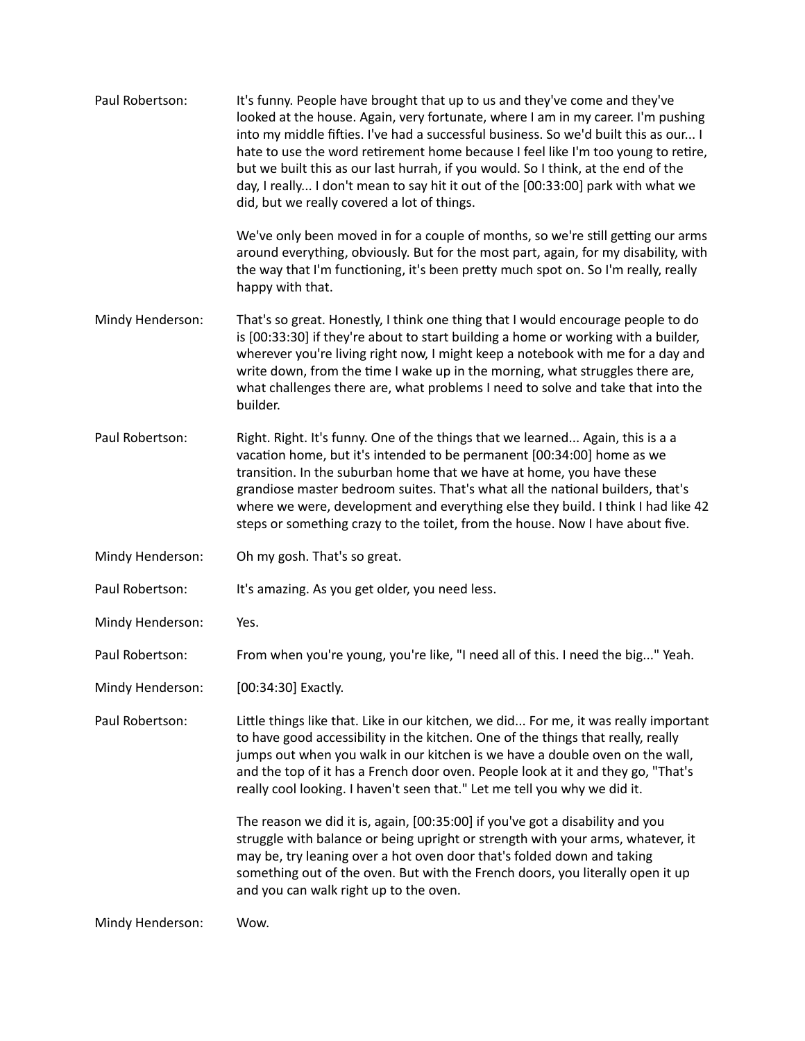**Paul Robertson:** It's funny. People have brought that up to us and they've come and they've looked at the house. Again, very fortunate, where I am in my career. I'm pushing into my middle fifties. I've had a successful business. So we'd built this as our... I hate to use the word retirement home because I feel like I'm too young to retire, but we built this as our last hurrah, if you would. So I think, at the end of the day, I really... I don't mean to say hit it out of the [00:33:00] park with what we did, but we really covered a lot of things.

We've only been moved in for a couple of months, so we're still getting our arms around everything, obviously. But for the most part, again, for my disability, with the way that I'm functioning, it's been pretty much spot on. So I'm really, really happy with that.

**Mindy Henderson:** That's so great. Honestly, I think one thing that I would encourage people to do is [00:33:30] if they're about to start building a home or working with a builder, wherever you're living right now, I might keep a notebook with me for a day and write down, from the time I wake up in the morning, what struggles there are, what challenges there are, what problems I need to solve and take that into the builder.

**Paul Robertson:** Right. Right. It's funny. One of the things that we learned... Again, this is a a vacation home, but it's intended to be permanent [00:34:00] home as we transition. In the suburban home that we have at home, you have these grandiose master bedroom suites. That's what all the national builders, that's where we were, development and everything else they build. I think I had like 42 steps or something crazy to the toilet, from the house. Now I have about five.

**Mindy Henderson:** Oh my gosh. That's so great.

**Paul Robertson:** It's amazing. As you get older, you need less.

**Mindy Henderson:** Yes.

**Paul Robertson:** From when you're young, you're like, "I need all of this. I need the big..." Yeah.

**Mindy Henderson:** [00:34:30] Exactly.

**Paul Robertson:** Little things like that. Like in our kitchen, we did... For me, it was really important to have good accessibility in the kitchen. One of the things that really, really jumps out when you walk in our kitchen is we have a double oven on the wall, and the top of it has a French door oven. People look at it and they go, "That's really cool looking. I haven't seen that." Let me tell you why we did it.

The reason we did it is, again, [00:35:00] if you've got a disability and you struggle with balance or being upright or strength with your arms, whatever, it may be, try leaning over a hot oven door that's folded down and taking something out of the oven. But with the French doors, you literally open it up and you can walk right up to the oven.

**Mindy Henderson:** Wow.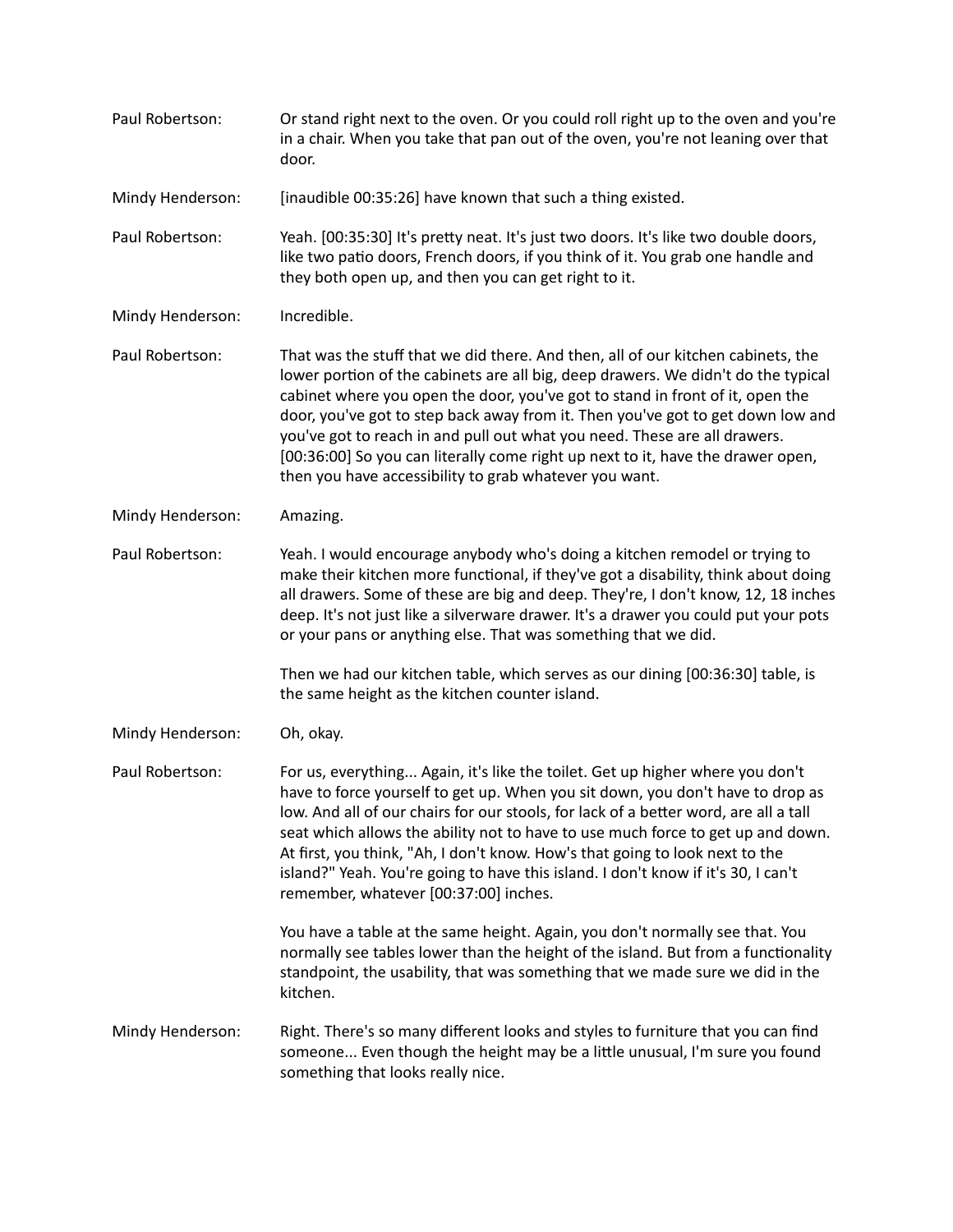**Paul Robertson:** Or stand right next to the oven. Or you could roll right up to the oven and you're in a chair. When you take that pan out of the oven, you're not leaning over that door.

**Mindy Henderson:** [inaudible 00:35:26] have known that such a thing existed.

**Paul Robertson:** Yeah. [00:35:30] It's pretty neat. It's just two doors. It's like two double doors, like two patio doors, French doors, if you think of it. You grab one handle and they both open up, and then you can get right to it.

**Mindy Henderson:** Incredible.

**Paul Robertson:** That was the stuff that we did there. And then, all of our kitchen cabinets, the lower portion of the cabinets are all big, deep drawers. We didn't do the typical cabinet where you open the door, you've got to stand in front of it, open the door, you've got to step back away from it. Then you've got to get down low and you've got to reach in and pull out what you need. These are all drawers. [00:36:00] So you can literally come right up next to it, have the drawer open, then you have accessibility to grab whatever you want.

**Mindy Henderson:** Amazing.

**Paul Robertson:** Yeah. I would encourage anybody who's doing a kitchen remodel or trying to make their kitchen more functional, if they've got a disability, think about doing all drawers. Some of these are big and deep. They're, I don't know, 12, 18 inches deep. It's not just like a silverware drawer. It's a drawer you could put your pots or your pans or anything else. That was something that we did.

Then we had our kitchen table, which serves as our dining [00:36:30] table, is the same height as the kitchen counter island.

**Mindy Henderson:** Oh, okay.

**Paul Robertson:** For us, everything... Again, it's like the toilet. Get up higher where you don't have to force yourself to get up. When you sit down, you don't have to drop as low. And all of our chairs for our stools, for lack of a better word, are all a tall seat which allows the ability not to have to use much force to get up and down. At first, you think, "Ah, I don't know. How's that going to look next to the island?" Yeah. You're going to have this island. I don't know if it's 30, I can't remember, whatever [00:37:00] inches.

You have a table at the same height. Again, you don't normally see that. You normally see tables lower than the height of the island. But from a functionality standpoint, the usability, that was something that we made sure we did in the kitchen.

**Mindy Henderson:** Right. There's so many different looks and styles to furniture that you can find someone... Even though the height may be a little unusual, I'm sure you found something that looks really nice.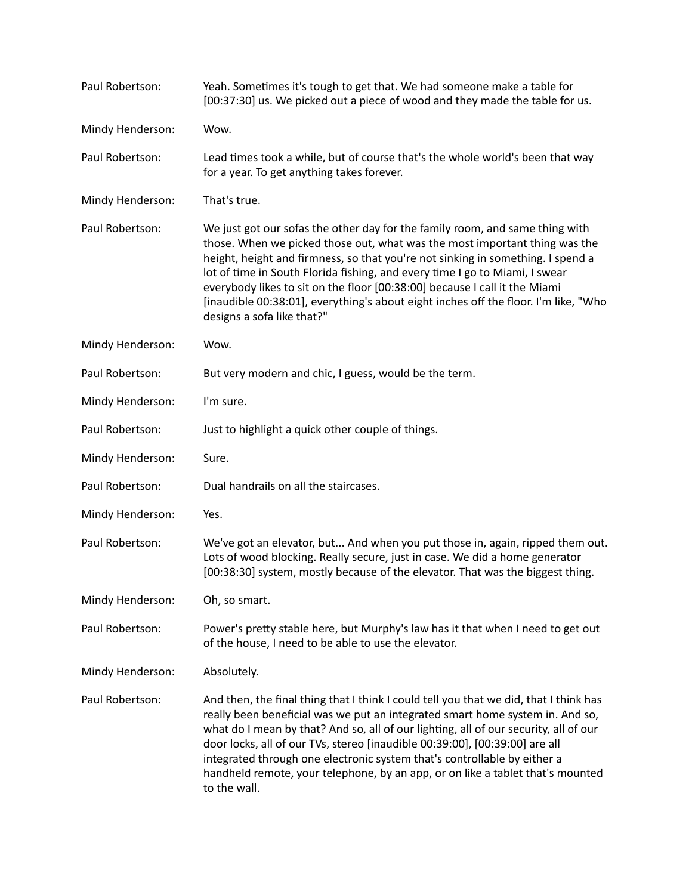Paul Robertson: Yeah. Sometimes it's tough to get that. We had someone make a table for [00:37:30] us. We picked out a piece of wood and they made the table for us.

Mindy Henderson: Wow.

Paul Robertson: Lead times took a while, but of course that's the whole world's been that way for a year. To get anything takes forever.

Mindy Henderson: That's true.

Paul Robertson: We just got our sofas the other day for the family room, and same thing with those. When we picked those out, what was the most important thing was the height, height and firmness, so that you're not sinking in something. I spend a lot of time in South Florida fishing, and every time I go to Miami, I swear everybody likes to sit on the floor [00:38:00] because I call it the Miami [inaudible 00:38:01], everything's about eight inches off the floor. I'm like, "Who designs a sofa like that?"

Mindy Henderson: Wow.

Paul Robertson: But very modern and chic, I guess, would be the term.

Mindy Henderson: I'm sure.

Paul Robertson: Just to highlight a quick other couple of things.

Mindy Henderson: Sure.

Paul Robertson: Dual handrails on all the staircases.

Mindy Henderson: Yes.

Paul Robertson: We've got an elevator, but... And when you put those in, again, ripped them out. Lots of wood blocking. Really secure, just in case. We did a home generator [00:38:30] system, mostly because of the elevator. That was the biggest thing.

Mindy Henderson: Oh, so smart.

Paul Robertson: Power's pretty stable here, but Murphy's law has it that when I need to get out of the house, I need to be able to use the elevator.

Mindy Henderson: Absolutely.

Paul Robertson: And then, the final thing that I think I could tell you that we did, that I think has really been beneficial was we put an integrated smart home system in. And so, what do I mean by that? And so, all of our lighting, all of our security, all of our door locks, all of our TVs, stereo [inaudible 00:39:00], [00:39:00] are all integrated through one electronic system that's controllable by either a handheld remote, your telephone, by an app, or on like a tablet that's mounted to the wall.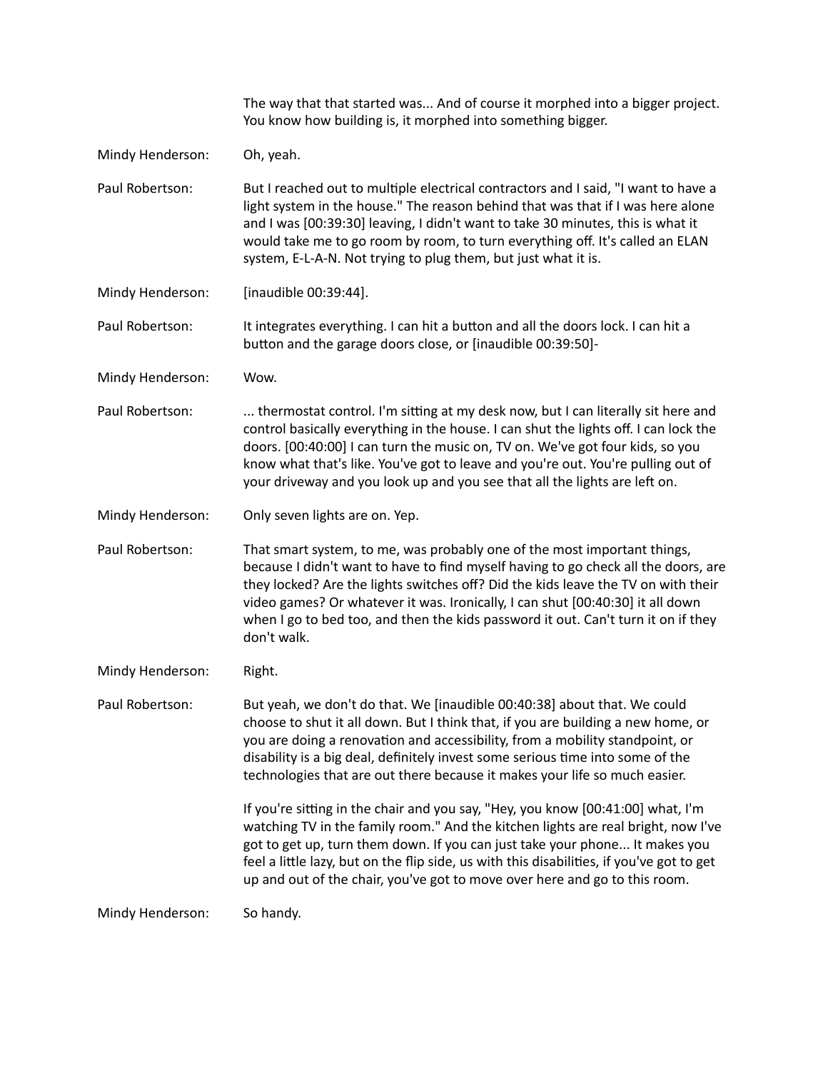The way that that started was... And of course it morphed into a bigger project. You know how building is, it morphed into something bigger.

Mindy Henderson: Oh, yeah.

Paul Robertson: But I reached out to multiple electrical contractors and I said, "I want to have a light system in the house." The reason behind that was that if I was here alone and I was [00:39:30] leaving, I didn't want to take 30 minutes, this is what it would take me to go room by room, to turn everything off. It's called an ELAN system, E-L-A-N. Not trying to plug them, but just what it is.

Mindy Henderson: [inaudible 00:39:44].

Paul Robertson: It integrates everything. I can hit a button and all the doors lock. I can hit a button and the garage doors close, or [inaudible 00:39:50]-

Mindy Henderson: Wow.

Paul Robertson: ... thermostat control. I'm sitting at my desk now, but I can literally sit here and control basically everything in the house. I can shut the lights off. I can lock the doors. [00:40:00] I can turn the music on, TV on. We've got four kids, so you know what that's like. You've got to leave and you're out. You're pulling out of your driveway and you look up and you see that all the lights are left on.

Mindy Henderson: Only seven lights are on. Yep.

Paul Robertson: That smart system, to me, was probably one of the most important things, because I didn't want to have to find myself having to go check all the doors, are they locked? Are the lights switches off? Did the kids leave the TV on with their video games? Or whatever it was. Ironically, I can shut [00:40:30] it all down when I go to bed too, and then the kids password it out. Can't turn it on if they don't walk.

Mindy Henderson: Right.

Paul Robertson: But yeah, we don't do that. We [inaudible 00:40:38] about that. We could choose to shut it all down. But I think that, if you are building a new home, or you are doing a renovation and accessibility, from a mobility standpoint, or disability is a big deal, definitely invest some serious time into some of the technologies that are out there because it makes your life so much easier.

If you're sitting in the chair and you say, "Hey, you know [00:41:00] what, I'm watching TV in the family room." And the kitchen lights are real bright, now I've got to get up, turn them down. If you can just take your phone... It makes you feel a little lazy, but on the flip side, us with this disabilities, if you've got to get up and out of the chair, you've got to move over here and go to this room.

Mindy Henderson: So handy.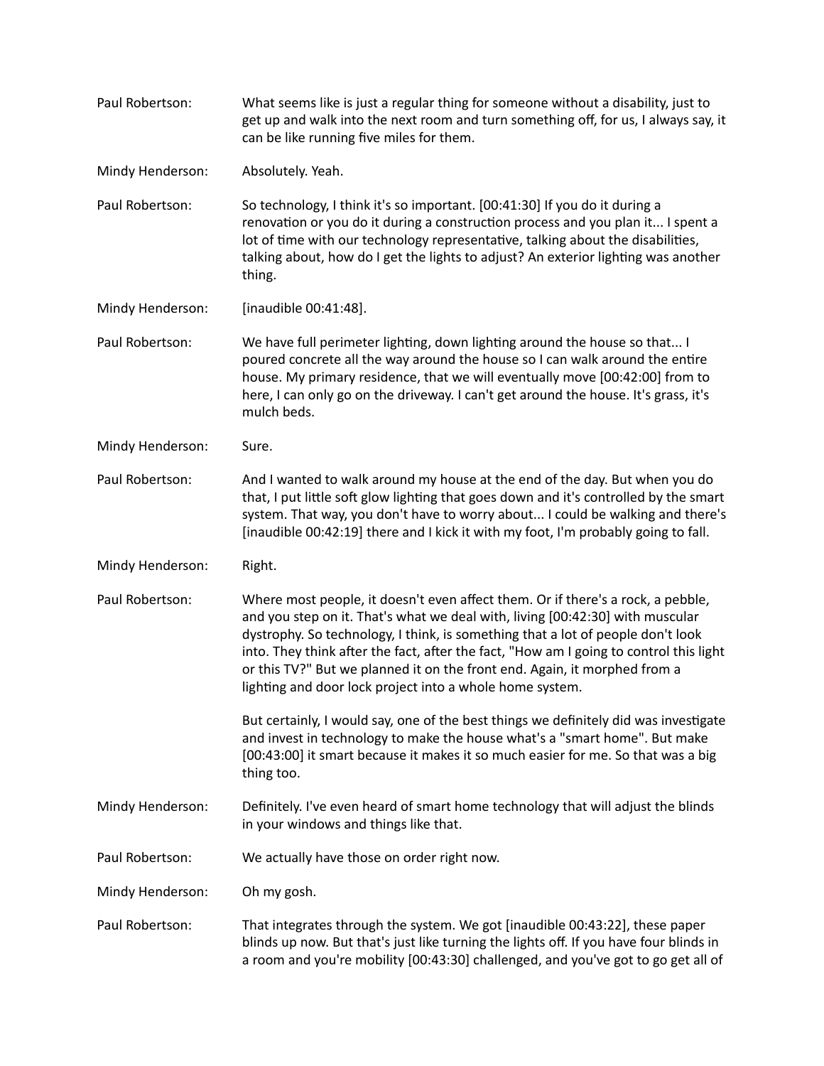Paul Robertson: What seems like is just a regular thing for someone without a disability, just to get up and walk into the next room and turn something off, for us, I always say, it can be like running five miles for them.

Mindy Henderson: Absolutely. Yeah.

Paul Robertson: So technology, I think it's so important. [00:41:30] If you do it during a renovation or you do it during a construction process and you plan it... I spent a lot of time with our technology representative, talking about the disabilities, talking about, how do I get the lights to adjust? An exterior lighting was another thing.

Mindy Henderson: [inaudible 00:41:48].

Paul Robertson: We have full perimeter lighting, down lighting around the house so that... I poured concrete all the way around the house so I can walk around the entire house. My primary residence, that we will eventually move [00:42:00] from to here, I can only go on the driveway. I can't get around the house. It's grass, it's mulch beds.

Mindy Henderson: Sure.

Paul Robertson: And I wanted to walk around my house at the end of the day. But when you do that, I put little soft glow lighting that goes down and it's controlled by the smart system. That way, you don't have to worry about... I could be walking and there's [inaudible 00:42:19] there and I kick it with my foot, I'm probably going to fall.

Mindy Henderson: Right.

Paul Robertson: Where most people, it doesn't even affect them. Or if there's a rock, a pebble, and you step on it. That's what we deal with, living [00:42:30] with muscular dystrophy. So technology, I think, is something that a lot of people don't look into. They think after the fact, after the fact, "How am I going to control this light or this TV?" But we planned it on the front end. Again, it morphed from a lighting and door lock project into a whole home system.

But certainly, I would say, one of the best things we definitely did was investigate and invest in technology to make the house what's a "smart home". But make [00:43:00] it smart because it makes it so much easier for me. So that was a big thing too.

Mindy Henderson: Definitely. I've even heard of smart home technology that will adjust the blinds in your windows and things like that.

Paul Robertson: We actually have those on order right now.

Mindy Henderson: Oh my gosh.

Paul Robertson: That integrates through the system. We got [inaudible 00:43:22], these paper blinds up now. But that's just like turning the lights off. If you have four blinds in a room and you're mobility [00:43:30] challenged, and you've got to go get all of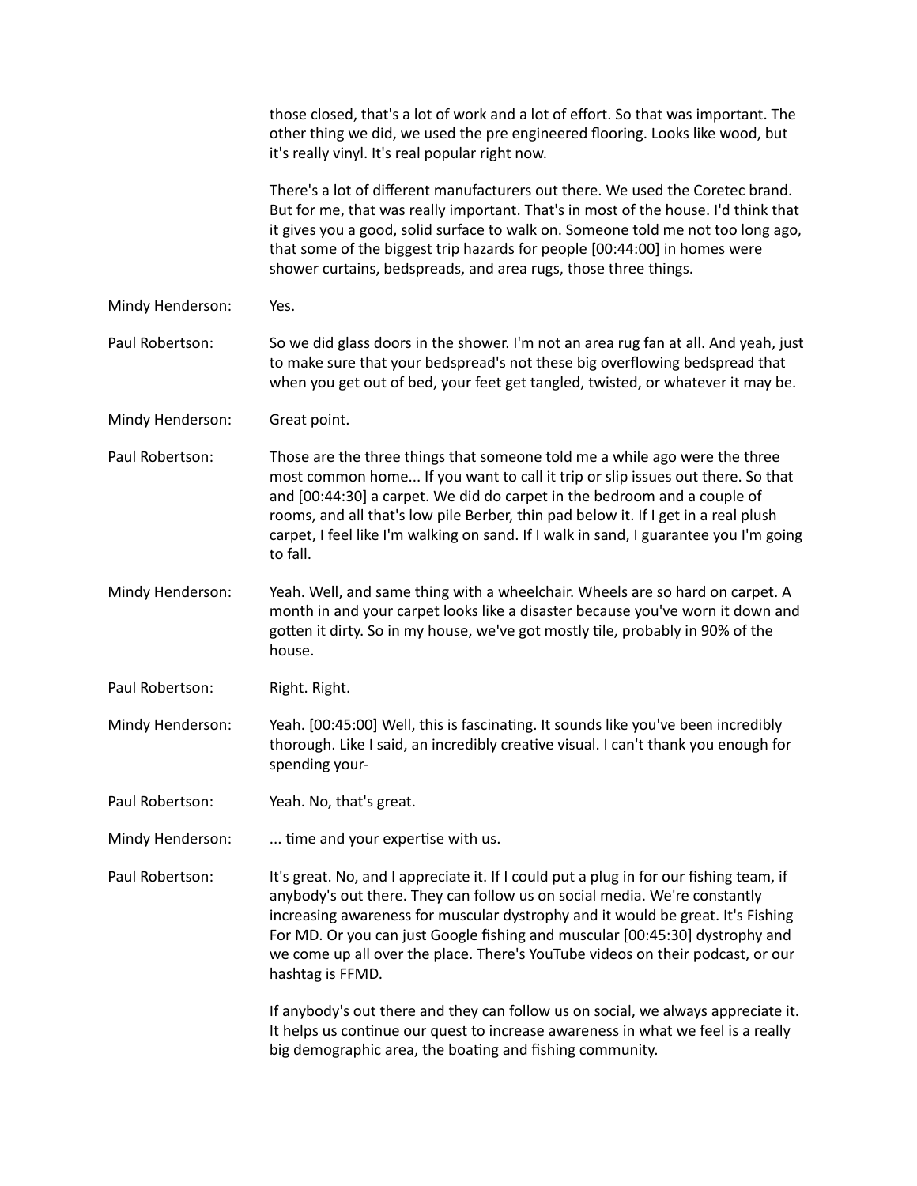those closed, that's a lot of work and a lot of effort. So that was important. The other thing we did, we used the pre engineered flooring. Looks like wood, but it's really vinyl. It's real popular right now.

There's a lot of different manufacturers out there. We used the Coretec brand. But for me, that was really important. That's in most of the house. I'd think that it gives you a good, solid surface to walk on. Someone told me not too long ago, that some of the biggest trip hazards for people [00:44:00] in homes were shower curtains, bedspreads, and area rugs, those three things.

**Mindy Henderson:** Yes.

**Paul Robertson:** So we did glass doors in the shower. I'm not an area rug fan at all. And yeah, just to make sure that your bedspread's not these big overflowing bedspread that when you get out of bed, your feet get tangled, twisted, or whatever it may be.

**Mindy Henderson:** Great point.

**Paul Robertson:** Those are the three things that someone told me a while ago were the three most common home... If you want to call it trip or slip issues out there. So that and [00:44:30] a carpet. We did do carpet in the bedroom and a couple of rooms, and all that's low pile Berber, thin pad below it. If I get in a real plush carpet, I feel like I'm walking on sand. If I walk in sand, I guarantee you I'm going to fall.

**Mindy Henderson:** Yeah. Well, and same thing with a wheelchair. Wheels are so hard on carpet. A month in and your carpet looks like a disaster because you've worn it down and gotten it dirty. So in my house, we've got mostly tile, probably in 90% of the house.

**Paul Robertson:** Right. Right.

**Mindy Henderson:** Yeah. [00:45:00] Well, this is fascinating. It sounds like you've been incredibly thorough. Like I said, an incredibly creative visual. I can't thank you enough for spending your-

**Paul Robertson:** Yeah. No, that's great.

**Mindy Henderson:** ... time and your expertise with us.

**Paul Robertson:** It's great. No, and I appreciate it. If I could put a plug in for our fishing team, if anybody's out there. They can follow us on social media. We're constantly increasing awareness for muscular dystrophy and it would be great. It's Fishing For MD. Or you can just Google fishing and muscular [00:45:30] dystrophy and we come up all over the place. There's YouTube videos on their podcast, or our hashtag is FFMD.

If anybody's out there and they can follow us on social, we always appreciate it. It helps us continue our quest to increase awareness in what we feel is a really big demographic area, the boating and fishing community.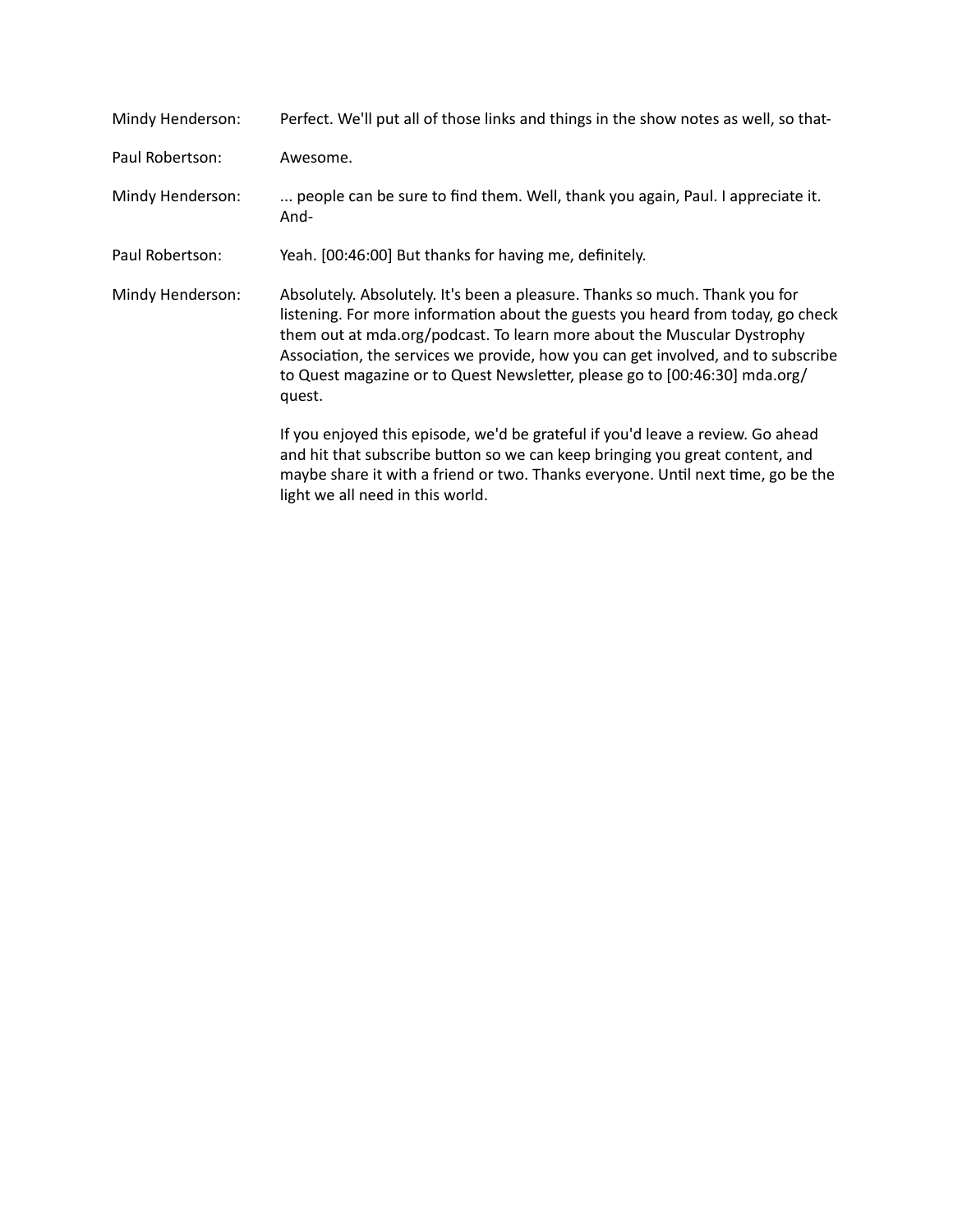Mindy Henderson: Perfect. We'll put all of those links and things in the show notes as well, so that-

Paul Robertson: Awesome.

Mindy Henderson: ... people can be sure to find them. Well, thank you again, Paul. I appreciate it. And-

Paul Robertson: Yeah. [00:46:00] But thanks for having me, definitely.

Mindy Henderson: Absolutely. Absolutely. It's been a pleasure. Thanks so much. Thank you for listening. For more information about the guests you heard from today, go check them out at mda.org/podcast. To learn more about the Muscular Dystrophy Association, the services we provide, how you can get involved, and to subscribe to Quest magazine or to Quest Newsletter, please go to [00:46:30] mda.org/quest.

If you enjoyed this episode, we'd be grateful if you'd leave a review. Go ahead and hit that subscribe button so we can keep bringing you great content, and maybe share it with a friend or two. Thanks everyone. Until next time, go be the light we all need in this world.